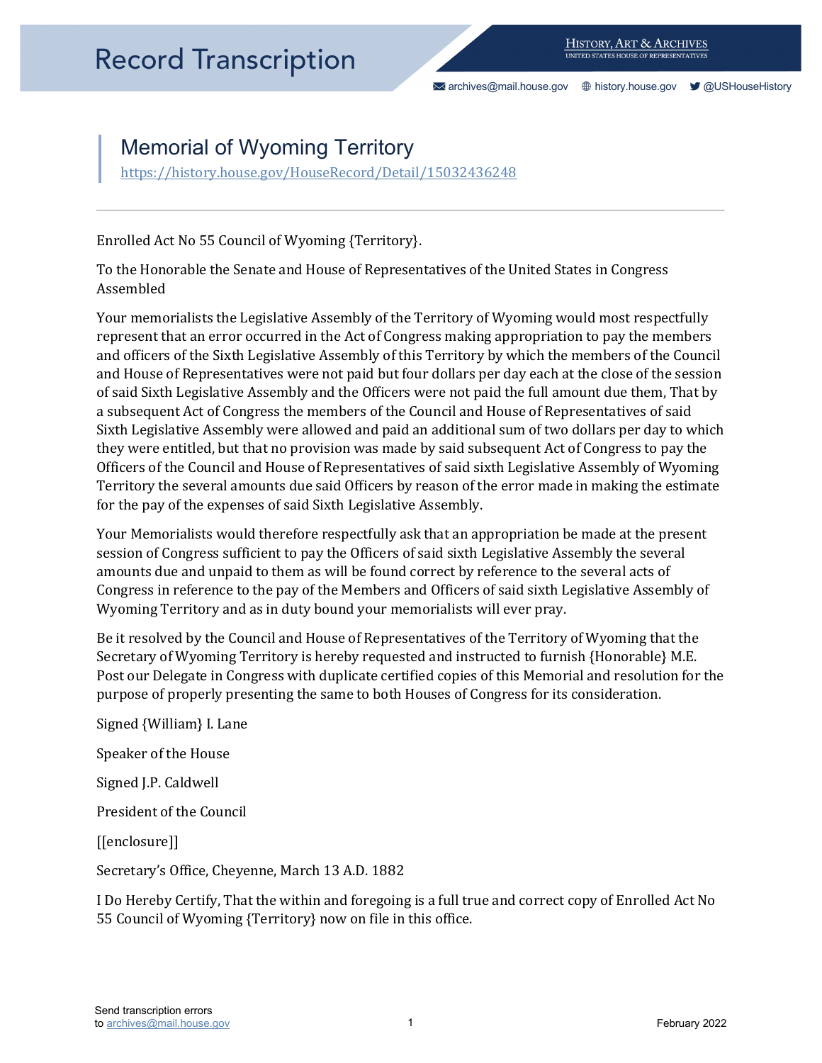# Memorial of Wyoming Territory

https://history.house.gov/HouseRecord/Detail/15032436248

---

Enrolled Act No 55 Council of Wyoming {Territory}.

To the Honorable the Senate and House of Representatives of the United States in Congress Assembled

Your memorialists the Legislative Assembly of the Territory of Wyoming would most respectfully represent that an error occurred in the Act of Congress making appropriation to pay the members and officers of the Sixth Legislative Assembly of this Territory by which the members of the Council and House of Representatives were not paid but four dollars per day each at the close of the session of said Sixth Legislative Assembly and the Officers were not paid the full amount due them, That by a subsequent Act of Congress the members of the Council and House of Representatives of said Sixth Legislative Assembly were allowed and paid an additional sum of two dollars per day to which they were entitled, but that no provision was made by said subsequent Act of Congress to pay the Officers of the Council and House of Representatives of said sixth Legislative Assembly of Wyoming Territory the several amounts due said Officers by reason of the error made in making the estimate for the pay of the expenses of said Sixth Legislative Assembly.

Your Memorialists would therefore respectfully ask that an appropriation be made at the present session of Congress sufficient to pay the Officers of said sixth Legislative Assembly the several amounts due and unpaid to them as will be found correct by reference to the several acts of Congress in reference to the pay of the Members and Officers of said sixth Legislative Assembly of Wyoming Territory and as in duty bound your memorialists will ever pray.

Be it resolved by the Council and House of Representatives of the Territory of Wyoming that the Secretary of Wyoming Territory is hereby requested and instructed to furnish {Honorable} M.E. Post our Delegate in Congress with duplicate certified copies of this Memorial and resolution for the purpose of properly presenting the same to both Houses of Congress for its consideration.

Signed {William} I. Lane

Speaker of the House

Signed J.P. Caldwell

President of the Council

[[enclosure]]

Secretary's Office, Cheyenne, March 13 A.D. 1882

I Do Hereby Certify, That the within and foregoing is a full true and correct copy of Enrolled Act No 55 Council of Wyoming {Territory} now on file in this office.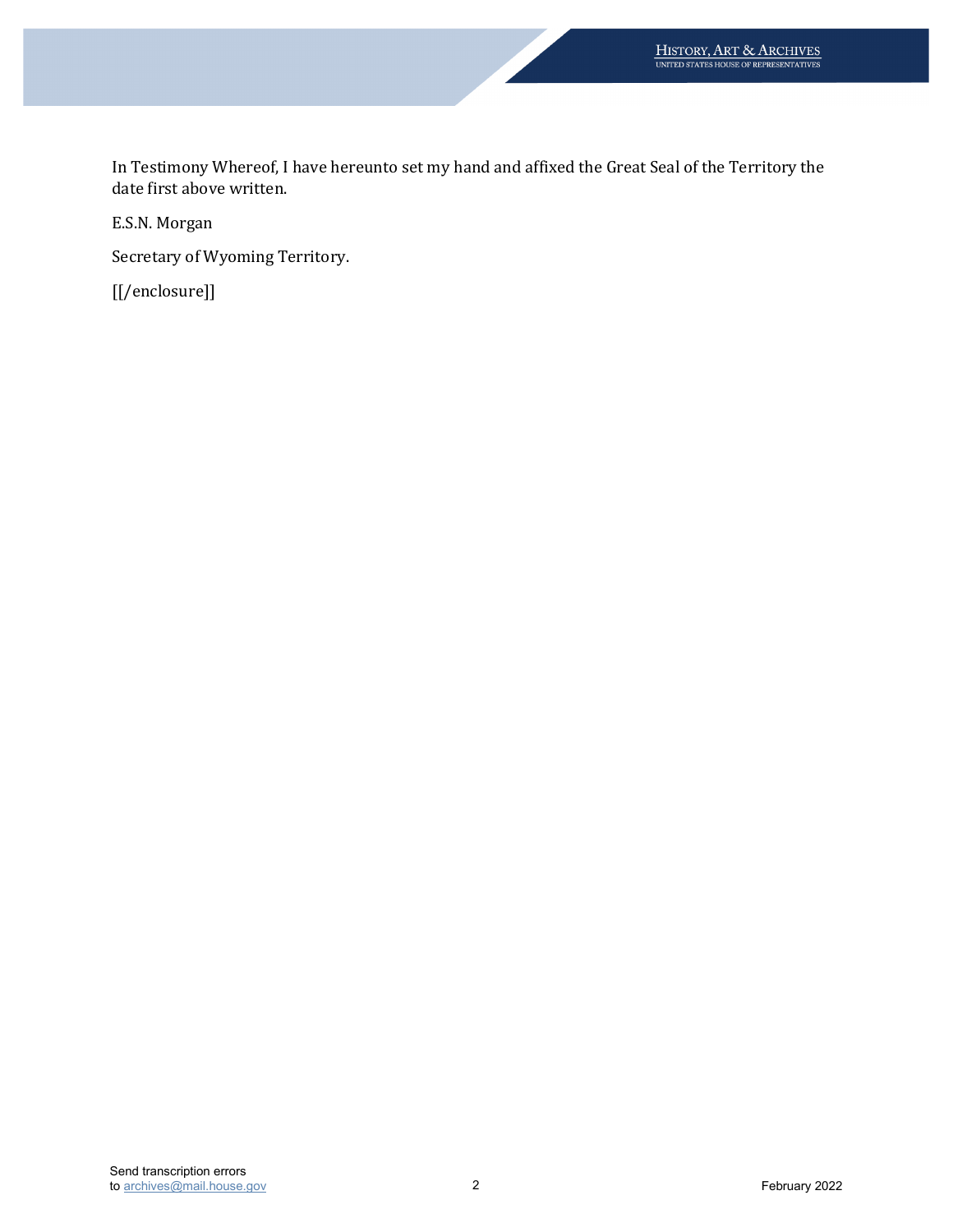In Testimony Whereof, I have hereunto set my hand and affixed the Great Seal of the Territory the date first above written.

E.S.N. Morgan

Secretary of Wyoming Territory.

[[/enclosure]]